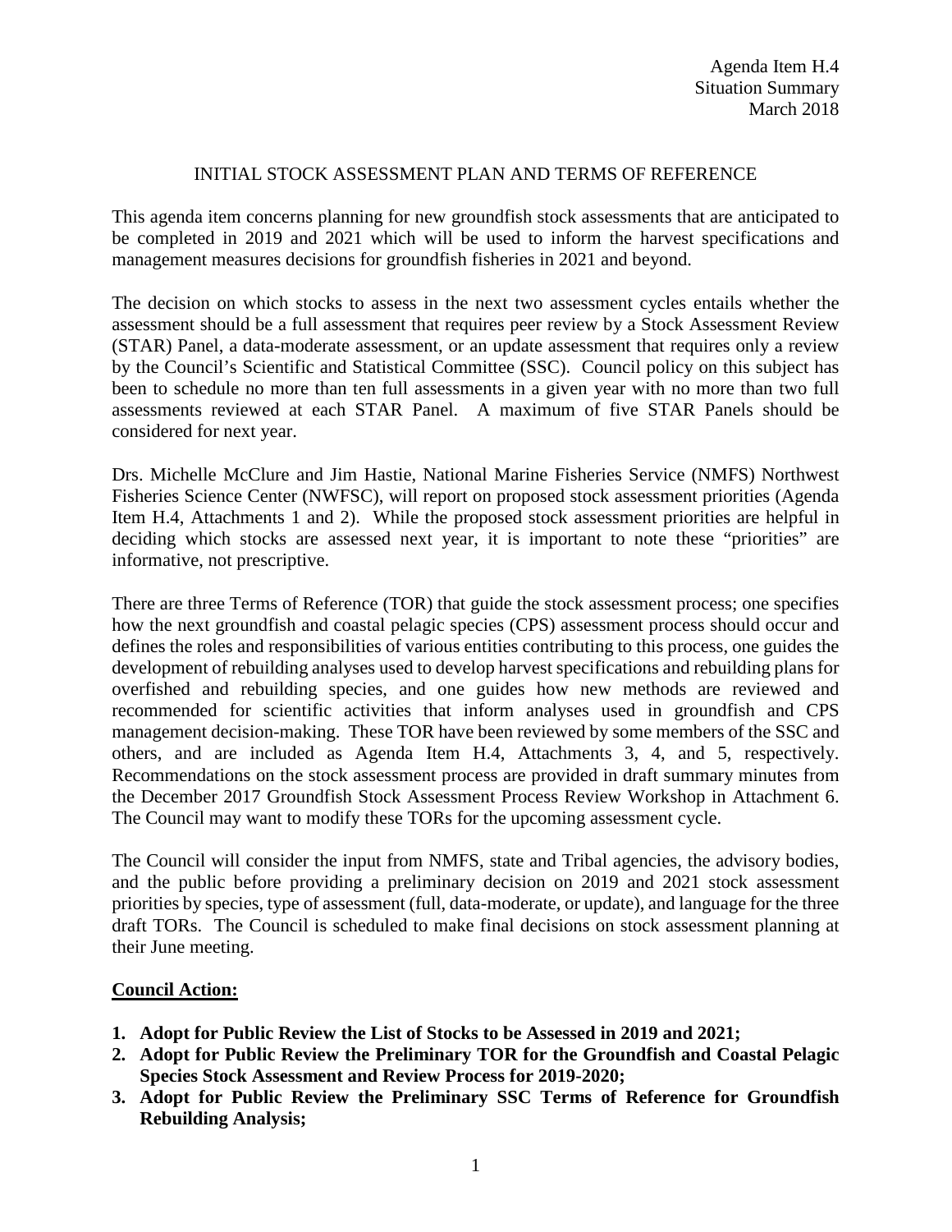Agenda Item H.4
Situation Summary
March 2018

# INITIAL STOCK ASSESSMENT PLAN AND TERMS OF REFERENCE

This agenda item concerns planning for new groundfish stock assessments that are anticipated to be completed in 2019 and 2021 which will be used to inform the harvest specifications and management measures decisions for groundfish fisheries in 2021 and beyond.

The decision on which stocks to assess in the next two assessment cycles entails whether the assessment should be a full assessment that requires peer review by a Stock Assessment Review (STAR) Panel, a data-moderate assessment, or an update assessment that requires only a review by the Council's Scientific and Statistical Committee (SSC). Council policy on this subject has been to schedule no more than ten full assessments in a given year with no more than two full assessments reviewed at each STAR Panel. A maximum of five STAR Panels should be considered for next year.

Drs. Michelle McClure and Jim Hastie, National Marine Fisheries Service (NMFS) Northwest Fisheries Science Center (NWFSC), will report on proposed stock assessment priorities (Agenda Item H.4, Attachments 1 and 2). While the proposed stock assessment priorities are helpful in deciding which stocks are assessed next year, it is important to note these "priorities" are informative, not prescriptive.

There are three Terms of Reference (TOR) that guide the stock assessment process; one specifies how the next groundfish and coastal pelagic species (CPS) assessment process should occur and defines the roles and responsibilities of various entities contributing to this process, one guides the development of rebuilding analyses used to develop harvest specifications and rebuilding plans for overfished and rebuilding species, and one guides how new methods are reviewed and recommended for scientific activities that inform analyses used in groundfish and CPS management decision-making. These TOR have been reviewed by some members of the SSC and others, and are included as Agenda Item H.4, Attachments 3, 4, and 5, respectively. Recommendations on the stock assessment process are provided in draft summary minutes from the December 2017 Groundfish Stock Assessment Process Review Workshop in Attachment 6. The Council may want to modify these TORs for the upcoming assessment cycle.

The Council will consider the input from NMFS, state and Tribal agencies, the advisory bodies, and the public before providing a preliminary decision on 2019 and 2021 stock assessment priorities by species, type of assessment (full, data-moderate, or update), and language for the three draft TORs. The Council is scheduled to make final decisions on stock assessment planning at their June meeting.

**<u>Council Action:</u>**

1. **Adopt for Public Review the List of Stocks to be Assessed in 2019 and 2021;**
2. **Adopt for Public Review the Preliminary TOR for the Groundfish and Coastal Pelagic Species Stock Assessment and Review Process for 2019-2020;**
3. **Adopt for Public Review the Preliminary SSC Terms of Reference for Groundfish Rebuilding Analysis;**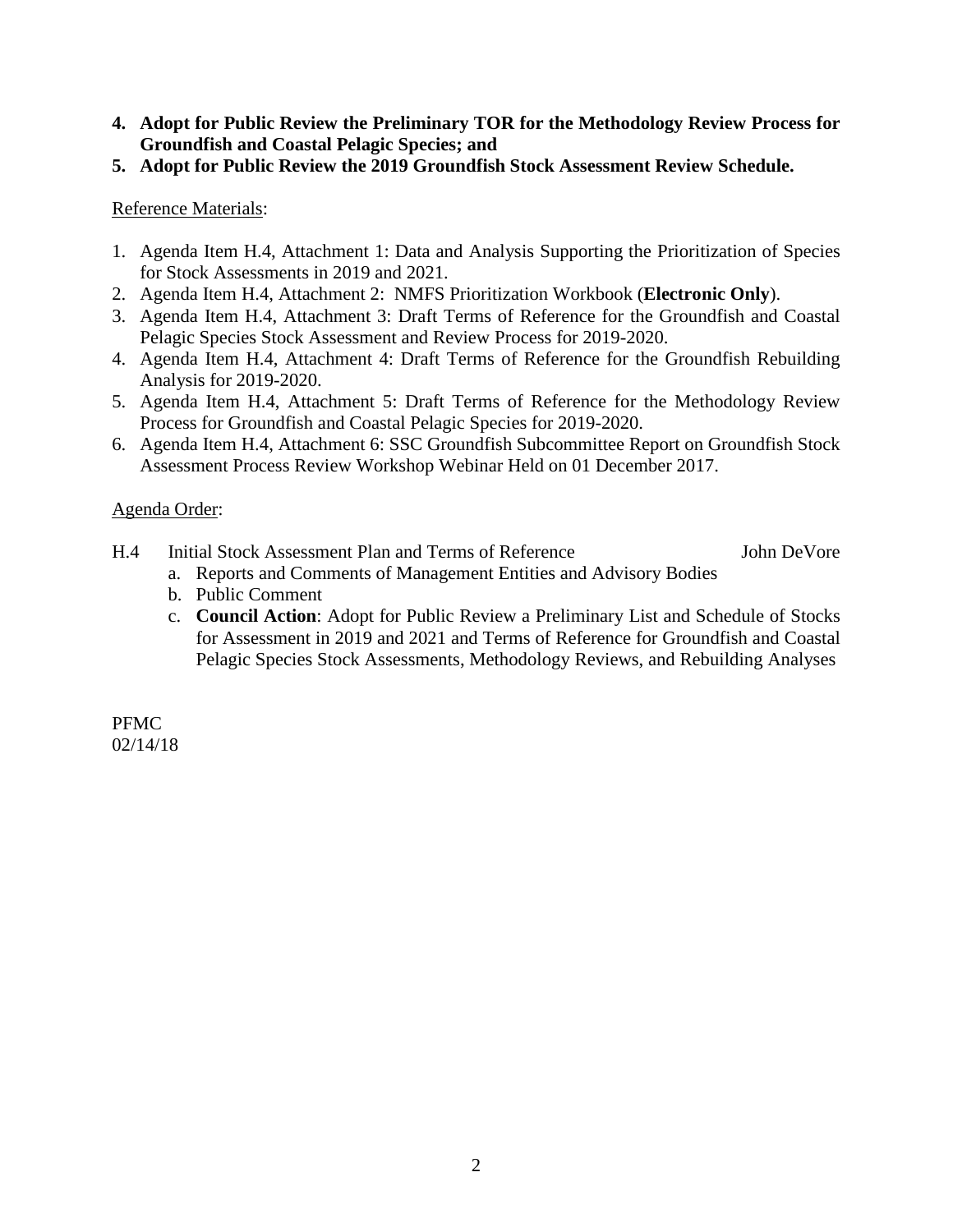4. **Adopt for Public Review the Preliminary TOR for the Methodology Review Process for Groundfish and Coastal Pelagic Species; and**
5. **Adopt for Public Review the 2019 Groundfish Stock Assessment Review Schedule.**

Reference Materials:

1. Agenda Item H.4, Attachment 1: Data and Analysis Supporting the Prioritization of Species for Stock Assessments in 2019 and 2021.
2. Agenda Item H.4, Attachment 2: NMFS Prioritization Workbook (**Electronic Only**).
3. Agenda Item H.4, Attachment 3: Draft Terms of Reference for the Groundfish and Coastal Pelagic Species Stock Assessment and Review Process for 2019-2020.
4. Agenda Item H.4, Attachment 4: Draft Terms of Reference for the Groundfish Rebuilding Analysis for 2019-2020.
5. Agenda Item H.4, Attachment 5: Draft Terms of Reference for the Methodology Review Process for Groundfish and Coastal Pelagic Species for 2019-2020.
6. Agenda Item H.4, Attachment 6: SSC Groundfish Subcommittee Report on Groundfish Stock Assessment Process Review Workshop Webinar Held on 01 December 2017.

Agenda Order:

H.4 Initial Stock Assessment Plan and Terms of Reference John DeVore

a. Reports and Comments of Management Entities and Advisory Bodies
b. Public Comment
c. **Council Action**: Adopt for Public Review a Preliminary List and Schedule of Stocks for Assessment in 2019 and 2021 and Terms of Reference for Groundfish and Coastal Pelagic Species Stock Assessments, Methodology Reviews, and Rebuilding Analyses

PFMC
02/14/18